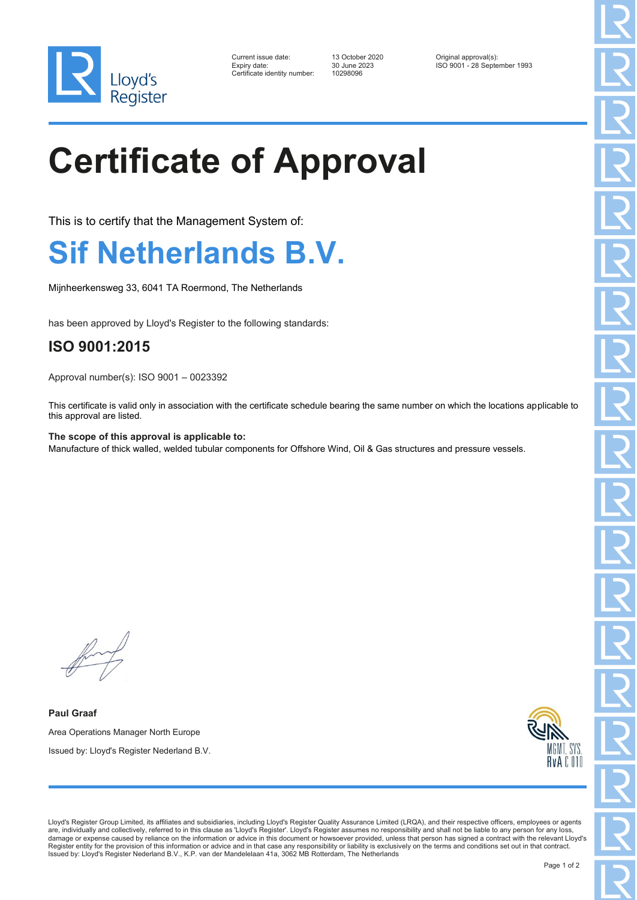Lloyd's Register

| | | | |
|---|---|---|---|
| Current issue date: | 13 October 2020 | Original approval(s): | |
| Expiry date: | 30 June 2023 | ISO 9001 - 28 September 1993 | |
| Certificate identity number: | 10298096 | | |

# Certificate of Approval

This is to certify that the Management System of:

## Sif Netherlands B.V.

Mijnheerkensweg 33, 6041 TA Roermond, The Netherlands

has been approved by Lloyd's Register to the following standards:

### ISO 9001:2015

Approval number(s): ISO 9001 – 0023392

This certificate is valid only in association with the certificate schedule bearing the same number on which the locations applicable to this approval are listed.

**The scope of this approval is applicable to:**
Manufacture of thick walled, welded tubular components for Offshore Wind, Oil & Gas structures and pressure vessels.

**Paul Graaf**

Area Operations Manager North Europe

Issued by: Lloyd's Register Nederland B.V.

MGMT. SYS. RvA C 010

Lloyd's Register Group Limited, its affiliates and subsidiaries, including Lloyd's Register Quality Assurance Limited (LRQA), and their respective officers, employees or agents are, individually and collectively, referred to in this clause as 'Lloyd's Register'. Lloyd's Register assumes no responsibility and shall not be liable to any person for any loss, damage or expense caused by reliance on the information or advice in this document or howsoever provided, unless that person has signed a contract with the relevant Lloyd's Register entity for the provision of this information or advice and in that case any responsibility or liability is exclusively on the terms and conditions set out in that contract.
Issued by: Lloyd's Register Nederland B.V., K.P. van der Mandelelaan 41a, 3062 MB Rotterdam, The Netherlands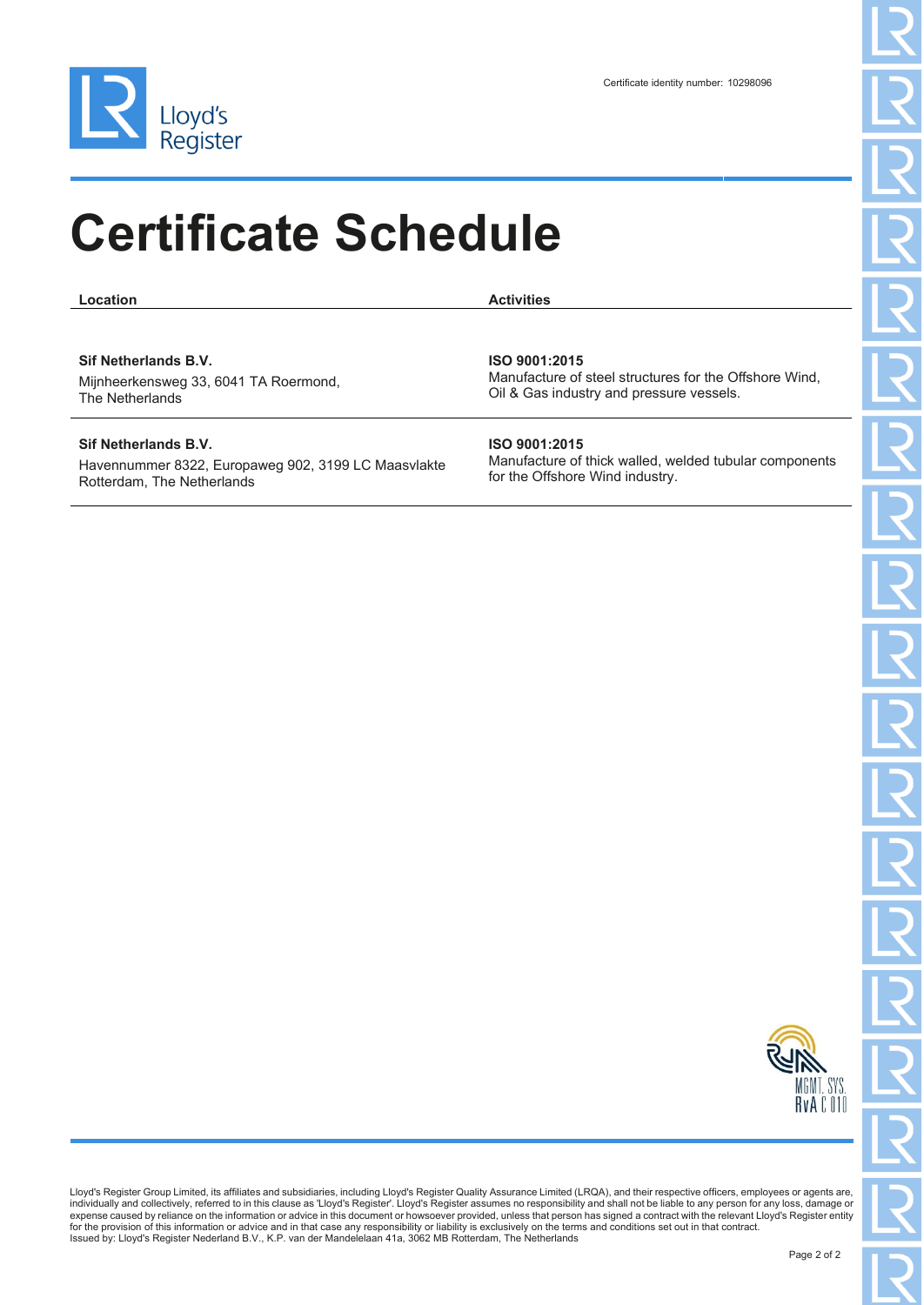Certificate identity number: 10298096

# Certificate Schedule

| Location | Activities |
|---|---|
| **Sif Netherlands B.V.**<br>Mijnheerkensweg 33, 6041 TA Roermond, The Netherlands | **ISO 9001:2015**<br>Manufacture of steel structures for the Offshore Wind, Oil & Gas industry and pressure vessels. |
| **Sif Netherlands B.V.**<br>Havennummer 8322, Europaweg 902, 3199 LC Maasvlakte Rotterdam, The Netherlands | **ISO 9001:2015**<br>Manufacture of thick walled, welded tubular components for the Offshore Wind industry. |

MGMT. SYS.
RvA C 010

Lloyd's Register Group Limited, its affiliates and subsidiaries, including Lloyd's Register Quality Assurance Limited (LRQA), and their respective officers, employees or agents are, individually and collectively, referred to in this clause as 'Lloyd's Register'. Lloyd's Register assumes no responsibility and shall not be liable to any person for any loss, damage or expense caused by reliance on the information or advice in this document or howsoever provided, unless that person has signed a contract with the relevant Lloyd's Register entity for the provision of this information or advice and in that case any responsibility or liability is exclusively on the terms and conditions set out in that contract.
Issued by: Lloyd's Register Nederland B.V., K.P. van der Mandelelaan 41a, 3062 MB Rotterdam, The Netherlands